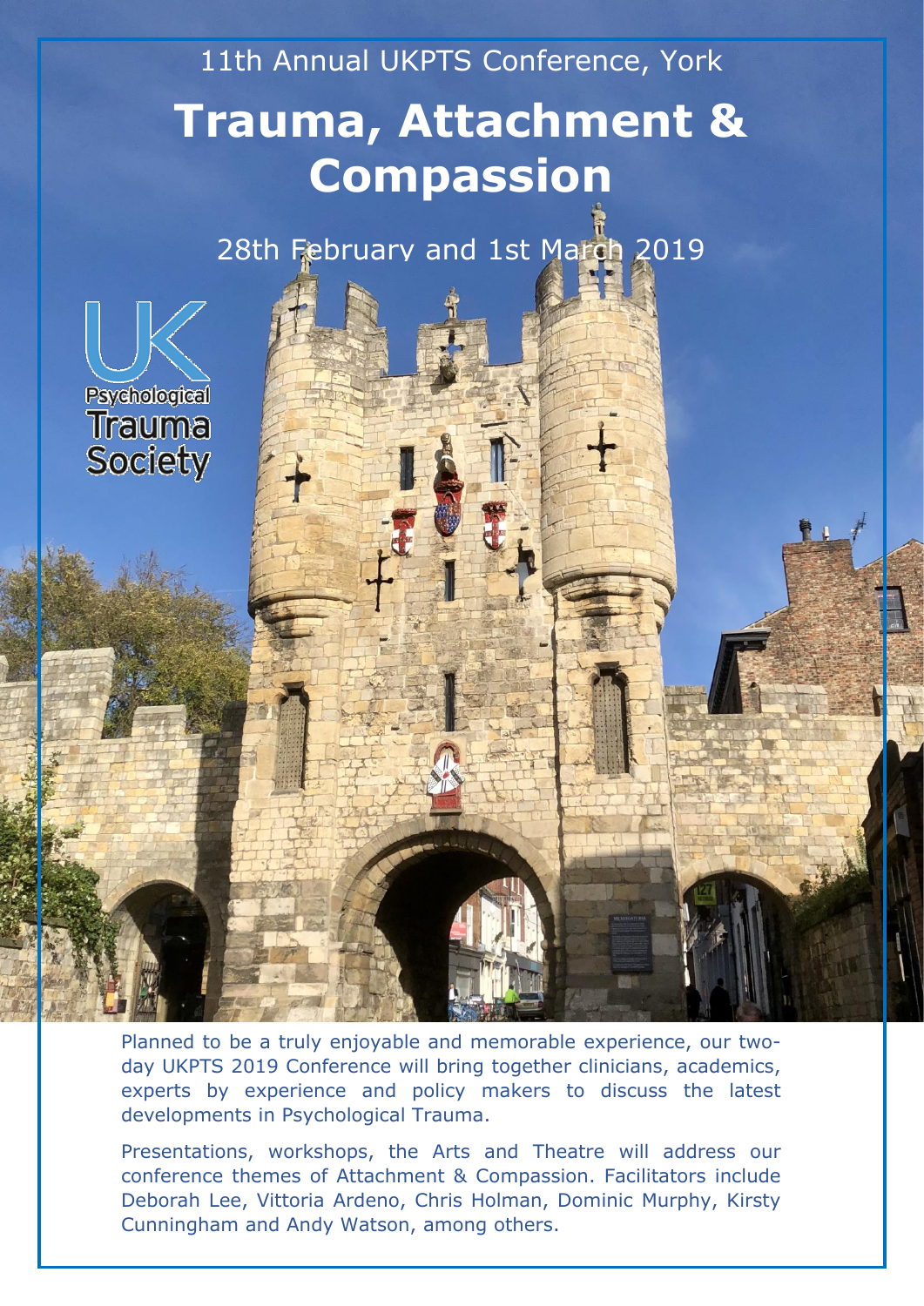11th Annual UKPTS Conference, York

# Trauma, Attachment & Compassion

28th February and 1st March 2019

UK Psychological Trauma Society

Planned to be a truly enjoyable and memorable experience, our two-day UKPTS 2019 Conference will bring together clinicians, academics, experts by experience and policy makers to discuss the latest developments in Psychological Trauma.

Presentations, workshops, the Arts and Theatre will address our conference themes of Attachment & Compassion. Facilitators include Deborah Lee, Vittoria Ardeno, Chris Holman, Dominic Murphy, Kirsty Cunningham and Andy Watson, among others.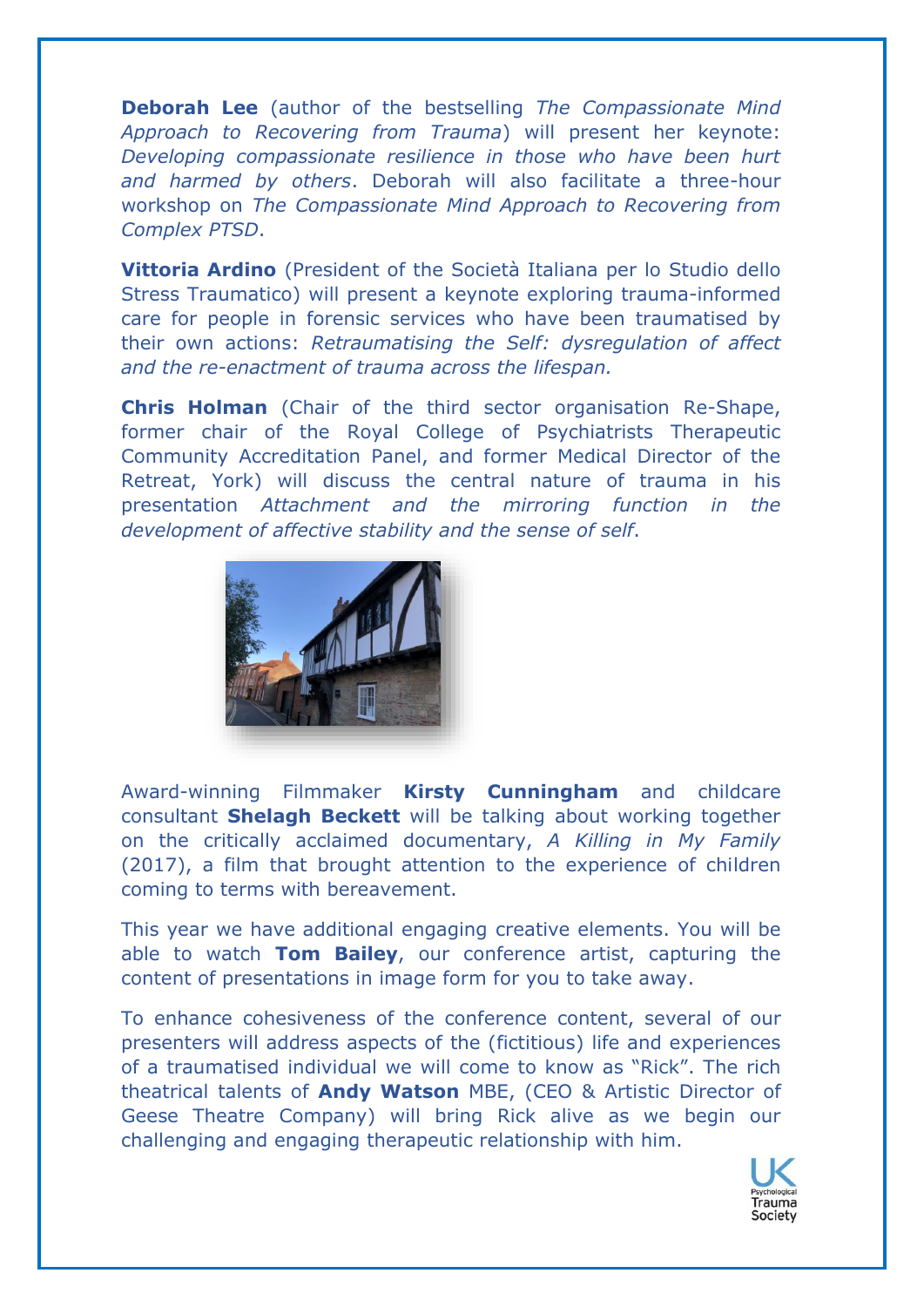**Deborah Lee** (author of the bestselling *The Compassionate Mind Approach to Recovering from Trauma*) will present her keynote: *Developing compassionate resilience in those who have been hurt and harmed by others*. Deborah will also facilitate a three-hour workshop on *The Compassionate Mind Approach to Recovering from Complex PTSD*.

**Vittoria Ardino** (President of the Società Italiana per lo Studio dello Stress Traumatico) will present a keynote exploring trauma-informed care for people in forensic services who have been traumatised by their own actions: *Retraumatising the Self: dysregulation of affect and the re-enactment of trauma across the lifespan.*

**Chris Holman** (Chair of the third sector organisation Re-Shape, former chair of the Royal College of Psychiatrists Therapeutic Community Accreditation Panel, and former Medical Director of the Retreat, York) will discuss the central nature of trauma in his presentation *Attachment and the mirroring function in the development of affective stability and the sense of self*.

Award-winning Filmmaker **Kirsty Cunningham** and childcare consultant **Shelagh Beckett** will be talking about working together on the critically acclaimed documentary, *A Killing in My Family* (2017), a film that brought attention to the experience of children coming to terms with bereavement.

This year we have additional engaging creative elements. You will be able to watch **Tom Bailey**, our conference artist, capturing the content of presentations in image form for you to take away.

To enhance cohesiveness of the conference content, several of our presenters will address aspects of the (fictitious) life and experiences of a traumatised individual we will come to know as "Rick". The rich theatrical talents of **Andy Watson** MBE, (CEO & Artistic Director of Geese Theatre Company) will bring Rick alive as we begin our challenging and engaging therapeutic relationship with him.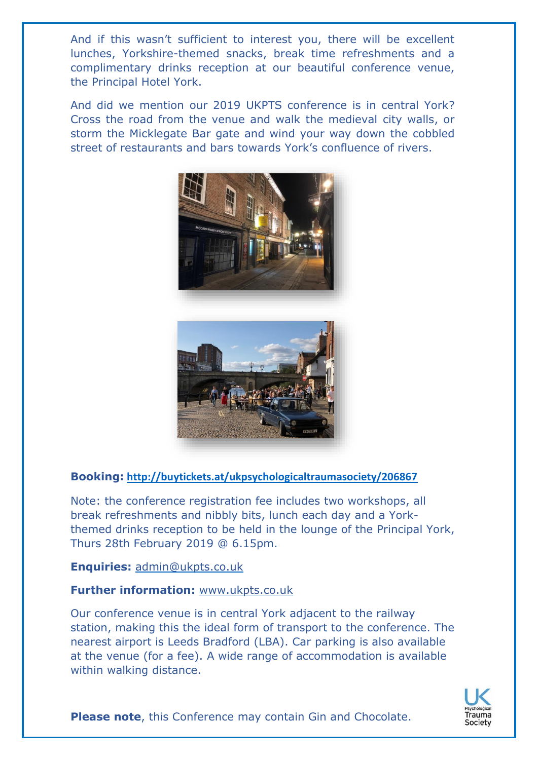And if this wasn't sufficient to interest you, there will be excellent lunches, Yorkshire-themed snacks, break time refreshments and a complimentary drinks reception at our beautiful conference venue, the Principal Hotel York.

And did we mention our 2019 UKPTS conference is in central York? Cross the road from the venue and walk the medieval city walls, or storm the Micklegate Bar gate and wind your way down the cobbled street of restaurants and bars towards York's confluence of rivers.

**Booking:** http://buytickets.at/ukpsychologicaltraumasociety/206867

Note: the conference registration fee includes two workshops, all break refreshments and nibbly bits, lunch each day and a York-themed drinks reception to be held in the lounge of the Principal York, Thurs 28th February 2019 @ 6.15pm.

**Enquiries:** admin@ukpts.co.uk

**Further information:** www.ukpts.co.uk

Our conference venue is in central York adjacent to the railway station, making this the ideal form of transport to the conference. The nearest airport is Leeds Bradford (LBA). Car parking is also available at the venue (for a fee). A wide range of accommodation is available within walking distance.

**Please note**, this Conference may contain Gin and Chocolate.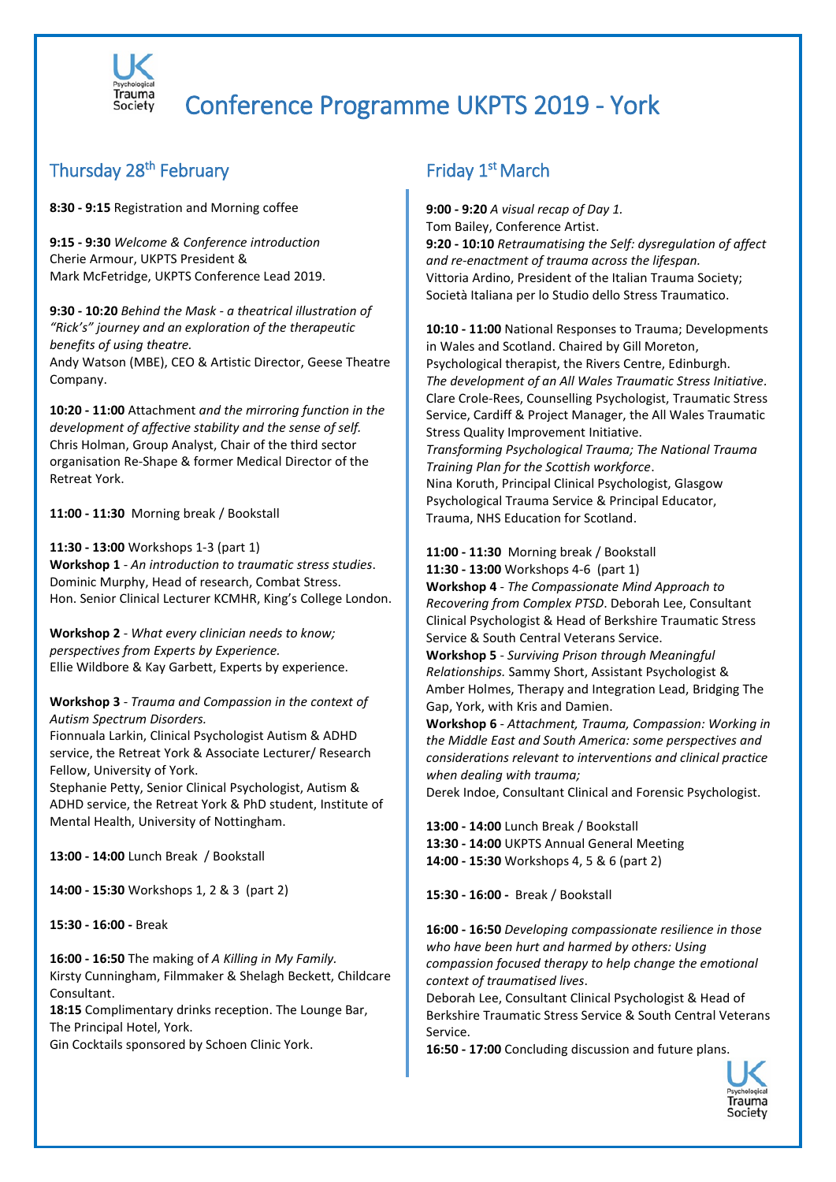# Conference Programme UKPTS 2019 - York

## Thursday 28th February

**8:30 - 9:15** Registration and Morning coffee

**9:15 - 9:30** *Welcome & Conference introduction*
Cherie Armour, UKPTS President &
Mark McFetridge, UKPTS Conference Lead 2019.

**9:30 - 10:20** *Behind the Mask - a theatrical illustration of "Rick's" journey and an exploration of the therapeutic benefits of using theatre.*
Andy Watson (MBE), CEO & Artistic Director, Geese Theatre Company.

**10:20 - 11:00** Attachment *and the mirroring function in the development of affective stability and the sense of self.*
Chris Holman, Group Analyst, Chair of the third sector organisation Re-Shape & former Medical Director of the Retreat York.

**11:00 - 11:30** Morning break / Bookstall

**11:30 - 13:00** Workshops 1-3 (part 1)
**Workshop 1** - *An introduction to traumatic stress studies*.
Dominic Murphy, Head of research, Combat Stress.
Hon. Senior Clinical Lecturer KCMHR, King's College London.

**Workshop 2** - *What every clinician needs to know; perspectives from Experts by Experience.*
Ellie Wildbore & Kay Garbett, Experts by experience.

**Workshop 3** - *Trauma and Compassion in the context of Autism Spectrum Disorders.*
Fionnuala Larkin, Clinical Psychologist Autism & ADHD service, the Retreat York & Associate Lecturer/ Research Fellow, University of York.
Stephanie Petty, Senior Clinical Psychologist, Autism & ADHD service, the Retreat York & PhD student, Institute of Mental Health, University of Nottingham.

**13:00 - 14:00** Lunch Break / Bookstall

**14:00 - 15:30** Workshops 1, 2 & 3 (part 2)

**15:30 - 16:00 -** Break

**16:00 - 16:50** The making of *A Killing in My Family.*
Kirsty Cunningham, Filmmaker & Shelagh Beckett, Childcare Consultant.
**18:15** Complimentary drinks reception. The Lounge Bar, The Principal Hotel, York.
Gin Cocktails sponsored by Schoen Clinic York.

## Friday 1st March

**9:00 - 9:20** *A visual recap of Day 1.*
Tom Bailey, Conference Artist.
**9:20 - 10:10** *Retraumatising the Self: dysregulation of affect and re-enactment of trauma across the lifespan.*
Vittoria Ardino, President of the Italian Trauma Society; Società Italiana per lo Studio dello Stress Traumatico.

**10:10 - 11:00** National Responses to Trauma; Developments in Wales and Scotland. Chaired by Gill Moreton, Psychological therapist, the Rivers Centre, Edinburgh.
*The development of an All Wales Traumatic Stress Initiative.*
Clare Crole-Rees, Counselling Psychologist, Traumatic Stress Service, Cardiff & Project Manager, the All Wales Traumatic Stress Quality Improvement Initiative.
*Transforming Psychological Trauma; The National Trauma Training Plan for the Scottish workforce*.
Nina Koruth, Principal Clinical Psychologist, Glasgow Psychological Trauma Service & Principal Educator, Trauma, NHS Education for Scotland.

**11:00 - 11:30** Morning break / Bookstall
**11:30 - 13:00** Workshops 4-6 (part 1)
**Workshop 4** - *The Compassionate Mind Approach to Recovering from Complex PTSD*. Deborah Lee, Consultant Clinical Psychologist & Head of Berkshire Traumatic Stress Service & South Central Veterans Service.
**Workshop 5** - *Surviving Prison through Meaningful Relationships.* Sammy Short, Assistant Psychologist & Amber Holmes, Therapy and Integration Lead, Bridging The Gap, York, with Kris and Damien.
**Workshop 6** - *Attachment, Trauma, Compassion: Working in the Middle East and South America: some perspectives and considerations relevant to interventions and clinical practice when dealing with trauma;*
Derek Indoe, Consultant Clinical and Forensic Psychologist.

**13:00 - 14:00** Lunch Break / Bookstall
**13:30 - 14:00** UKPTS Annual General Meeting
**14:00 - 15:30** Workshops 4, 5 & 6 (part 2)

**15:30 - 16:00 -** Break / Bookstall

**16:00 - 16:50** *Developing compassionate resilience in those who have been hurt and harmed by others: Using compassion focused therapy to help change the emotional context of traumatised lives*.
Deborah Lee, Consultant Clinical Psychologist & Head of Berkshire Traumatic Stress Service & South Central Veterans Service.
**16:50 - 17:00** Concluding discussion and future plans.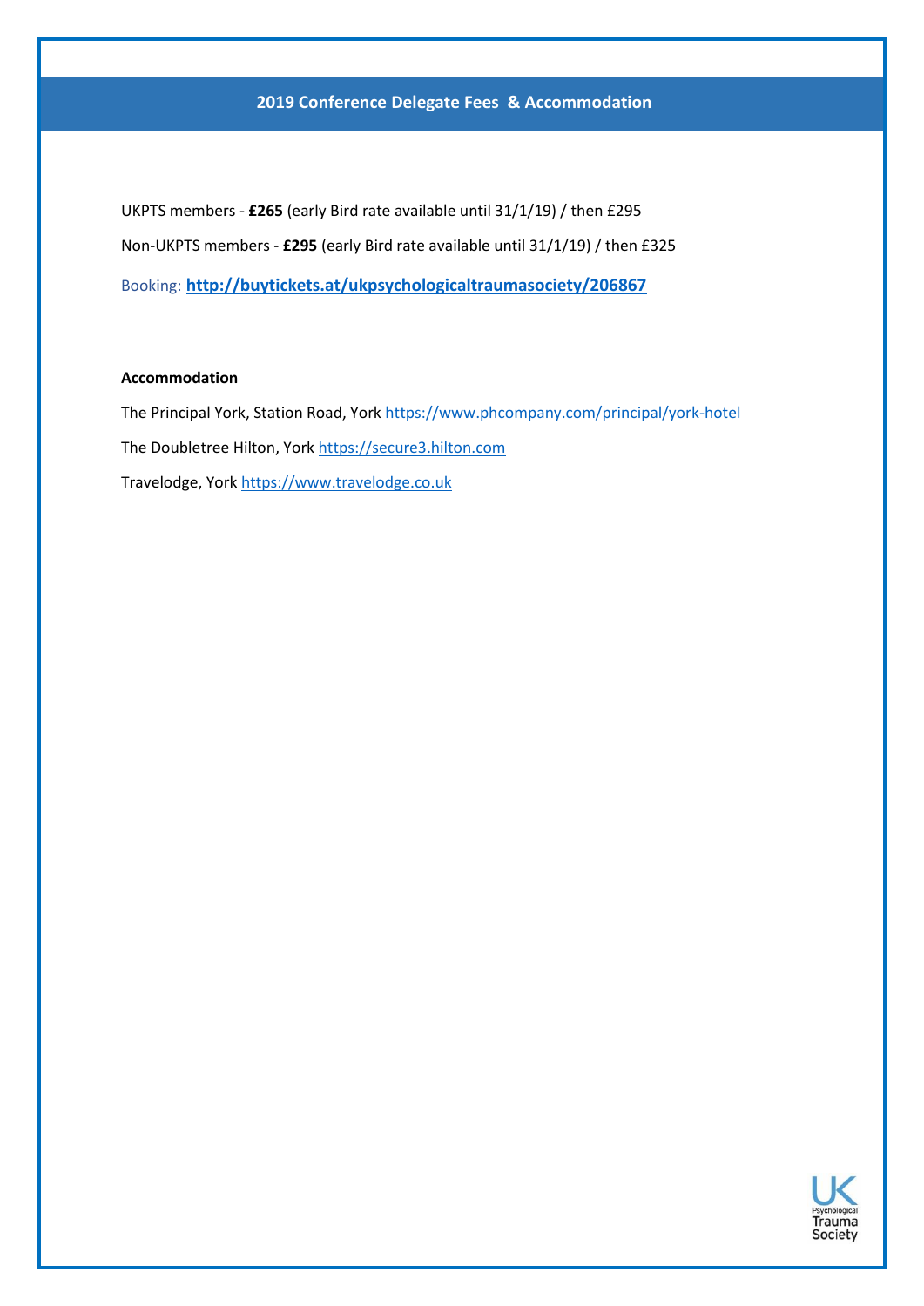## 2019 Conference Delegate Fees & Accommodation

UKPTS members - **£265** (early Bird rate available until 31/1/19) / then £295

Non-UKPTS members - **£295** (early Bird rate available until 31/1/19) / then £325

Booking: **http://buytickets.at/ukpsychologicaltraumasociety/206867**

**Accommodation**

The Principal York, Station Road, York https://www.phcompany.com/principal/york-hotel

The Doubletree Hilton, York https://secure3.hilton.com

Travelodge, York https://www.travelodge.co.uk

UK Psychological Trauma Society